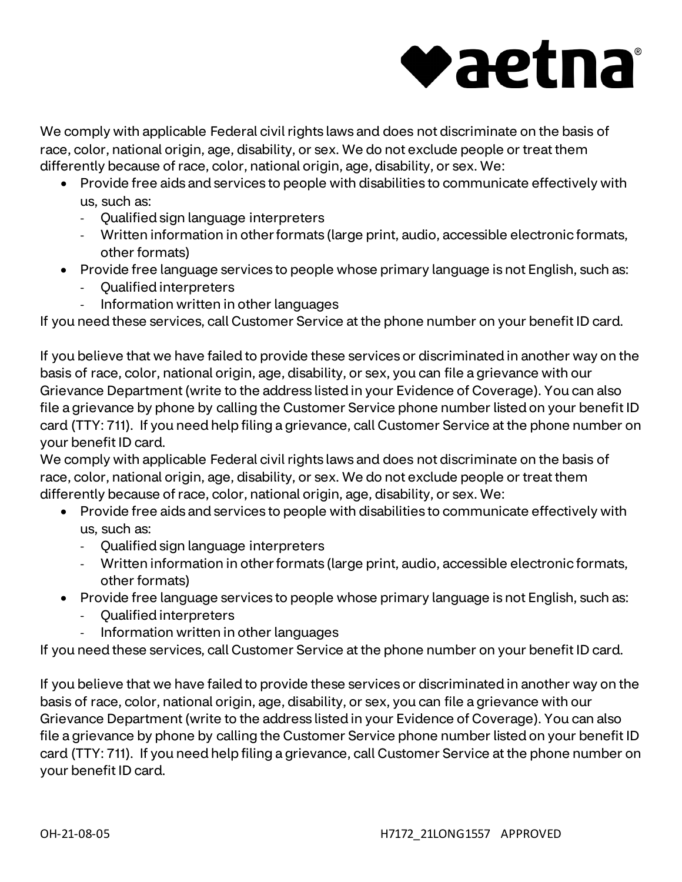**aetna**

We comply with applicable Federal civil rights laws and does not discriminate on the basis of race, color, national origin, age, disability, or sex. We do not exclude people or treat them differently because of race, color, national origin, age, disability, or sex. We:

- Provide free aids and services to people with disabilities to communicate effectively with us, such as:
  - Qualified sign language interpreters
  - Written information in other formats (large print, audio, accessible electronic formats, other formats)
- Provide free language services to people whose primary language is not English, such as:
  - Qualified interpreters
  - Information written in other languages

If you need these services, call Customer Service at the phone number on your benefit ID card.

If you believe that we have failed to provide these services or discriminated in another way on the basis of race, color, national origin, age, disability, or sex, you can file a grievance with our Grievance Department (write to the address listed in your Evidence of Coverage). You can also file a grievance by phone by calling the Customer Service phone number listed on your benefit ID card (TTY: 711). If you need help filing a grievance, call Customer Service at the phone number on your benefit ID card.

We comply with applicable Federal civil rights laws and does not discriminate on the basis of race, color, national origin, age, disability, or sex. We do not exclude people or treat them differently because of race, color, national origin, age, disability, or sex. We:

- Provide free aids and services to people with disabilities to communicate effectively with us, such as:
  - Qualified sign language interpreters
  - Written information in other formats (large print, audio, accessible electronic formats, other formats)
- Provide free language services to people whose primary language is not English, such as:
  - Qualified interpreters
  - Information written in other languages

If you need these services, call Customer Service at the phone number on your benefit ID card.

If you believe that we have failed to provide these services or discriminated in another way on the basis of race, color, national origin, age, disability, or sex, you can file a grievance with our Grievance Department (write to the address listed in your Evidence of Coverage). You can also file a grievance by phone by calling the Customer Service phone number listed on your benefit ID card (TTY: 711). If you need help filing a grievance, call Customer Service at the phone number on your benefit ID card.

OH-21-08-05 H7172_21LONG1557 APPROVED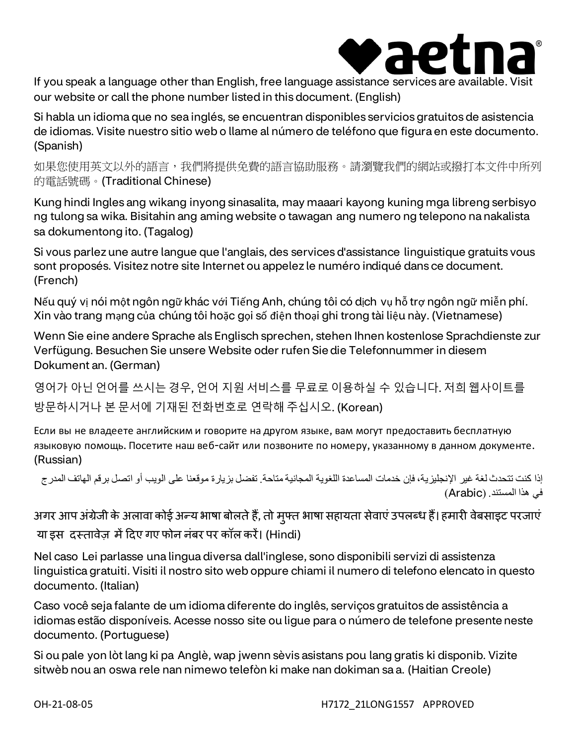aetna®

If you speak a language other than English, free language assistance services are available. Visit our website or call the phone number listed in this document. (English)

Si habla un idioma que no sea inglés, se encuentran disponibles servicios gratuitos de asistencia de idiomas. Visite nuestro sitio web o llame al número de teléfono que figura en este documento. (Spanish)

如果您使用英文以外的語言，我們將提供免費的語言協助服務。請瀏覽我們的網站或撥打本文件中所列的電話號碼。(Traditional Chinese)

Kung hindi Ingles ang wikang inyong sinasalita, may maaari kayong kuning mga libreng serbisyo ng tulong sa wika. Bisitahin ang aming website o tawagan ang numero ng telepono na nakalista sa dokumentong ito. (Tagalog)

Si vous parlez une autre langue que l'anglais, des services d'assistance linguistique gratuits vous sont proposés. Visitez notre site Internet ou appelez le numéro indiqué dans ce document. (French)

Nếu quý vị nói một ngôn ngữ khác với Tiếng Anh, chúng tôi có dịch vụ hỗ trợ ngôn ngữ miễn phí. Xin vào trang mạng của chúng tôi hoặc gọi số điện thoại ghi trong tài liệu này. (Vietnamese)

Wenn Sie eine andere Sprache als Englisch sprechen, stehen Ihnen kostenlose Sprachdienste zur Verfügung. Besuchen Sie unsere Website oder rufen Sie die Telefonnummer in diesem Dokument an. (German)

영어가 아닌 언어를 쓰시는 경우, 언어 지원 서비스를 무료로 이용하실 수 있습니다. 저희 웹사이트를 방문하시거나 본 문서에 기재된 전화번호로 연락해 주십시오. (Korean)

Если вы не владеете английским и говорите на другом языке, вам могут предоставить бесплатную языковую помощь. Посетите наш веб-сайт или позвоните по номеру, указанному в данном документе. (Russian)

إذا كنت تتحدث لغة غير الإنجليزية، فإن خدمات المساعدة اللغوية المجانية متاحة. تفضل بزيارة موقعنا على الويب أو اتصل برقم الهاتف المدرج في هذا المستند. (Arabic)

अगर आप अंग्रेजी के अलावा कोई अन्य भाषा बोलते हैं, तो मुफ्त भाषा सहायता सेवाएं उपलब्ध हैं। हमारी वेबसाइट पर जाएं या इस दस्तावेज़ में दिए गए फोन नंबर पर कॉल करें। (Hindi)

Nel caso Lei parlasse una lingua diversa dall'inglese, sono disponibili servizi di assistenza linguistica gratuiti. Visiti il nostro sito web oppure chiami il numero di telefono elencato in questo documento. (Italian)

Caso você seja falante de um idioma diferente do inglês, serviços gratuitos de assistência a idiomas estão disponíveis. Acesse nosso site ou ligue para o número de telefone presente neste documento. (Portuguese)

Si ou pale yon lòt lang ki pa Anglè, wap jwenn sèvis asistans pou lang gratis ki disponib. Vizite sitwèb nou an oswa rele nan nimewo telefòn ki make nan dokiman sa a. (Haitian Creole)

OH-21-08-05 H7172_21LONG1557 APPROVED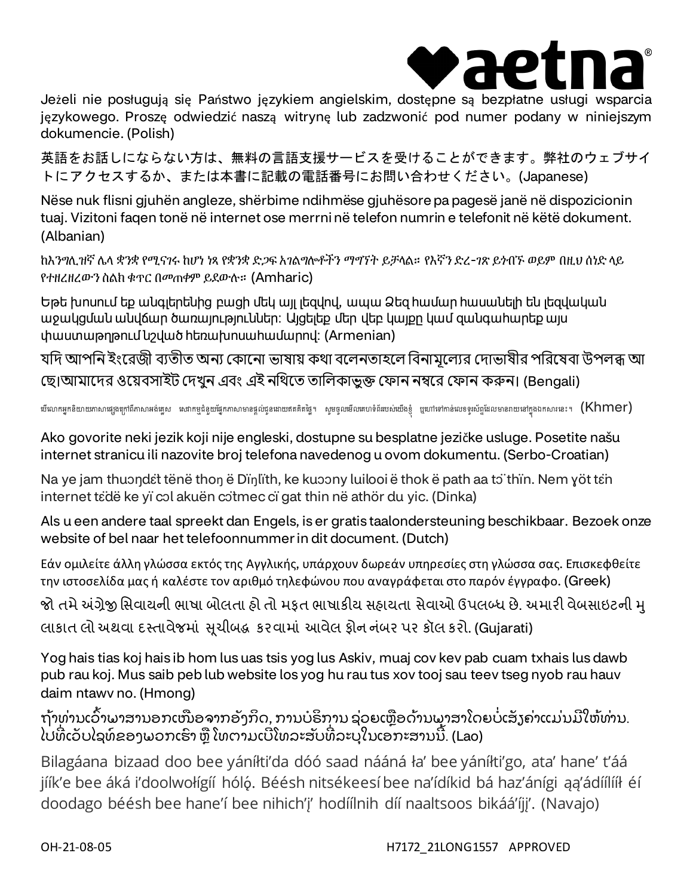aetna®

Jeżeli nie posługują się Państwo językiem angielskim, dostępne są bezpłatne usługi wsparcia językowego. Proszę odwiedzić naszą witrynę lub zadzwonić pod numer podany w niniejszym dokumencie. (Polish)

英語をお話しにならない方は、無料の言語支援サービスを受けることができます。弊社のウェブサイトにアクセスするか、または本書に記載の電話番号にお問い合わせください。(Japanese)

Nëse nuk flisni gjuhën angleze, shërbime ndihmëse gjuhësore pa pagesë janë në dispozicionin tuaj. Vizitoni faqen tonë në internet ose merrni në telefon numrin e telefonit në këtë dokument. (Albanian)

ከእንግሊዝኛ ሌላ ቋንቋ የሚናገሩ ከሆነ ነጻ የቋንቋ ድጋፍ አገልግሎቶችን ማግኘት ይቻላል። የእኛን ድረ-ገጽ ይጎብኙ ወይም በዚህ ሰነድ ላይ የተዘረዘረውን ስልክ ቁጥር በመጠቀም ይደውሉ። (Amharic)

Եթե խոսում եք անգլերենից բացի մեկ այլ լեզվով, ապա Ձեզ համար հասանելի են լեզվական աջակցման անվճար ծառայություններ: Այցելեք մեր վեբ կայքը կամ զանգահարեք այս փաստաթղթում նշված հեռախոսահամարով: (Armenian)

যদি আপনি ইংরেজী ব্যতীত অন্য কোনো ভাষায় কথা বলেনতাহলে বিনামূল্যের দোভাষীর পরিষেবা উপলব্ধ আছে।আমাদের ওয়েবসাইট দেখুন এবং এই নথিতে তালিকাভুক্ত ফোন নম্বরে ফোন করুন। (Bengali)

បើលោកអ្នកនិយាយភាសាផ្សេងក្រៅពីភាសាអង់គ្លេស សេវាកម្មជំនួយផ្នែកភាសាមានផ្តល់ជូនដោយឥតគិតថ្លៃ។ សូមចូលមើលគេហទំព័ររបស់យើងខ្ញុំ ឬហៅទៅកាន់លេខទូរស័ព្ទដែលមានរាយនៅក្នុងឯកសារនេះ។ (Khmer)

Ako govorite neki jezik koji nije engleski, dostupne su besplatne jezičke usluge. Posetite našu internet stranicu ili nazovite broj telefona navedenog u ovom dokumentu. (Serbo-Croatian)

Na ye jam thuɔŋdɛ̈t tënë thoŋ ë Dïŋlïth, ke kuɔɔny luilooi ë thok ë path aa tɔ̈ thïn. Nem ɣöt tɛ̈n internet tɛ̈dë ke yï cɔl akuën cɔ̈tmec cï gat thin në athör du yic. (Dinka)

Als u een andere taal spreekt dan Engels, is er gratis taalondersteuning beschikbaar. Bezoek onze website of bel naar het telefoonnummer in dit document. (Dutch)

Εάν ομιλείτε άλλη γλώσσα εκτός της Αγγλικής, υπάρχουν δωρεάν υπηρεσίες στη γλώσσα σας. Επισκεφθείτε την ιστοσελίδα μας ή καλέστε τον αριθμό τηλεφώνου που αναγράφεται στο παρόν έγγραφο. (Greek)

જો તમે અંગ્રેજી સિવાયની ભાષા બોલતા હો તો મફત ભાષાકીય સહાયતા સેવાઓ ઉપલબ્ધ છે. અમારી વેબસાઇટની મુલાકાત લો અથવા દસ્તાવેજમાં સૂચીબદ્ધ કરવામાં આવેલ ફોન નંબર પર કૉલ કરો. (Gujarati)

Yog hais tias koj hais ib hom lus uas tsis yog lus Askiv, muaj cov kev pab cuam txhais lus dawb pub rau koj. Mus saib peb lub website los yog hu rau tus xov tooj sau teev tseg nyob rau hauv daim ntawv no. (Hmong)

ຖ້າທ່ານເວົ້າພາສານອກເໜືອຈາກອັງກິດ, ການບໍລິການ ຊ່ວຍເຫຼືອດ້ານພາສາໂດຍບໍ່ເສັຍຄ່າແມ່ນມີໃຫ້ທ່ານ. ໄປທີ່ເວັບໄຊທ໌ຂອງພວກເຮົາ ຫຼື ໂທຕາມເບີໂທລະສັບທີ່ລະບຸໃນເອກະສານນີ້. (Lao)

Bilagáana bizaad doo bee yáníłti'da dóó saad nááná ła' bee yáníłti'go, ata' hane' t'áá jíík'e bee áká i'doolwołígíí hóló. Béésh nitsékeesí bee na'ídíkid bá haz'ánígi ąą'ádíílííł éí doodago béésh bee hane'í bee nihich'į' hodíílnih díí naaltsoos bikáá'íjį'. (Navajo)

OH-21-08-05 H7172_21LONG1557 APPROVED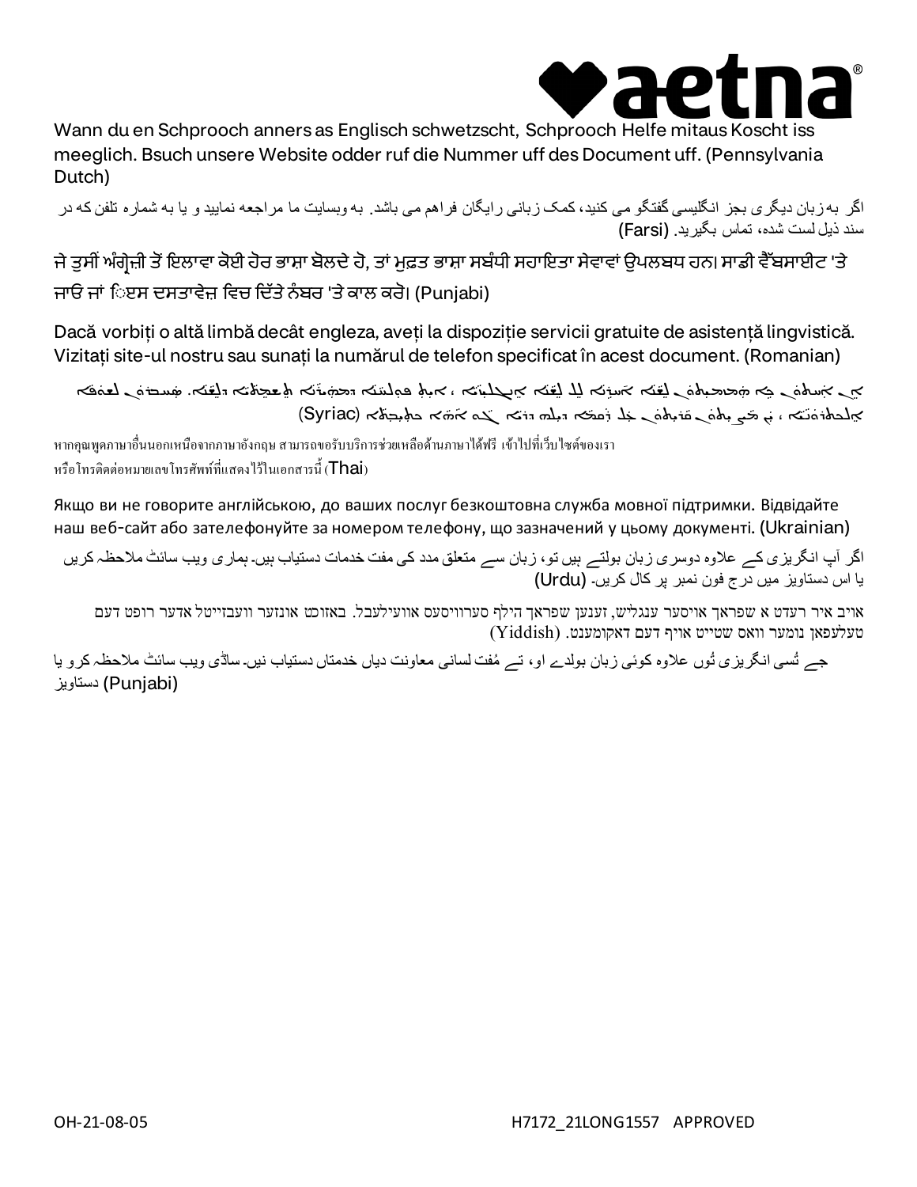Wann du en Schprooch anners as Englisch schwetzscht, Schprooch Helfe mitaus Koscht iss meeglich. Bsuch unsere Website odder ruf die Nummer uff des Document uff. (Pennsylvania Dutch)

اگر به زبان دیگری بجز انگلیسی گفتگو می کنید، کمک زبانی رایگان فراهم می باشد. به وبسایت ما مراجعه نمایید و یا به شماره تلفن که در سند ذیل لست شده، تماس بگیرید. (Farsi)

ਜੇ ਤੁਸੀਂ ਅੰਗ੍ਰੇਜ਼ੀ ਤੋਂ ਇਲਾਵਾ ਕੋਈ ਹੋਰ ਭਾਸ਼ਾ ਬੋਲਦੇ ਹੋ, ਤਾਂ ਮੁਫ਼ਤ ਭਾਸ਼ਾ ਸਬੰਧੀ ਸਹਾਇਤਾ ਸੇਵਾਵਾਂ ਉਪਲਬਧ ਹਨ। ਸਾਡੀ ਵੈੱਬਸਾਈਟ 'ਤੇ ਜਾਓ ਜਾਂ ਇਸ ਦਸਤਾਵੇਜ਼ ਵਿਚ ਦਿੱਤੇ ਨੰਬਰ 'ਤੇ ਕਾਲ ਕਰੋ। (Punjabi)

Dacă vorbiți o altă limbă decât engleza, aveți la dispoziție servicii gratuite de asistență lingvistică. Vizitați site-ul nostru sau sunați la numărul de telefon specificat în acest document. (Romanian)

ܐܢ ܐܢܬܘܢ ܡܡܠܠܝܢ ܠܫܢܐ ܐܚܪܢܐ ܠܐ ܠܫܢܐ ܐܢܓܠܝܙܝܐ، ܐܝܬ ܬܫܡܫܬܐ ܕܡܥܕܪܢܘܬܐ ܡܓܢܝܬܐ ܕܠܫܢܐ. ܣܘܪܘ ܠܦܢܝܬܐ ܐܠܩܛܪܘܢܝܬܐ ، ܐܘ ܩܪܘ ܠܡܢܝܢܐ ܕܫܘܕܪܐ ܕܟܬܝܒ ܒܗܢܐ ܟܬܒܬܐ (Syriac)

หากคุณพูดภาษาอื่นนอกเหนือจากภาษาอังกฤษ สามารถขอรับบริการช่วยเหลือด้านภาษาได้ฟรี เข้าไปที่เว็บไซต์ของเรา หรือโทรติดต่อหมายเลขโทรศัพท์ที่แสดงไว้ในเอกสารนี้ (Thai)

Якщо ви не говорите англійською, до ваших послуг безкоштовна служба мовної підтримки. Відвідайте наш веб-сайт або зателефонуйте за номером телефону, що зазначений у цьому документі. (Ukrainian)

اگر آپ انگریزی کے علاوہ دوسری زبان بولتے ہیں تو، زبان سے متعلق مدد کی مفت خدمات دستیاب ہیں۔ ہماری ویب سائٹ ملاحظہ کریں یا اس دستاویز میں درج فون نمبر پر کال کریں۔ (Urdu)

אויב איר רעדט א שפראך אויסער ענגליש, זענען שפראך הילף סערוויסעס אוועילעבל. באזוכט אונזער וועבזייטל אדער רופט דעם טעלעפאן נומער וואס שטייט אויף דעם דאקומענט. (Yiddish)

جے تُسی انگریزی تُوں علاوہ کوئی زبان بولدے او، تے مُفت لسانی معاونت دیاں خدمتاں دستیاب نیں۔ ساڈی ویب سائٹ ملاحظہ کرو یا دستاویز (Punjabi)

OH-21-08-05 H7172_21LONG1557 APPROVED